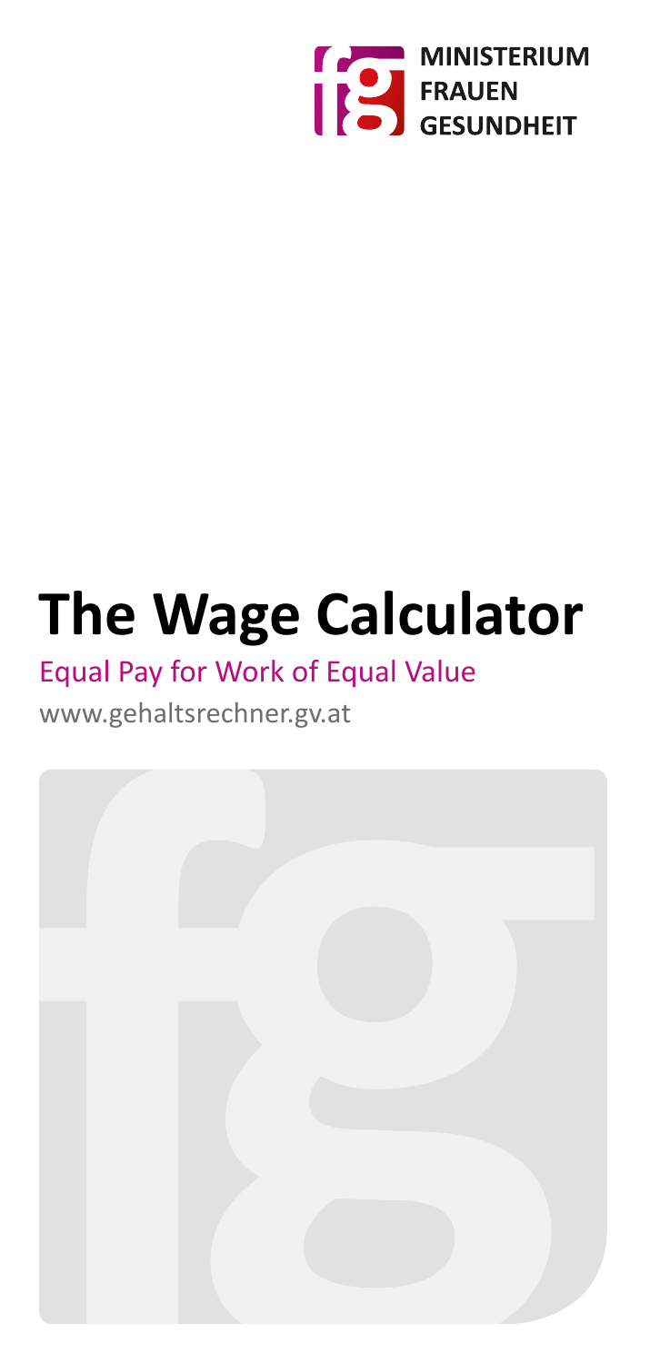MINISTERIUM
FRAUEN
GESUNDHEIT

# The Wage Calculator

## Equal Pay for Work of Equal Value

www.gehaltsrechner.gv.at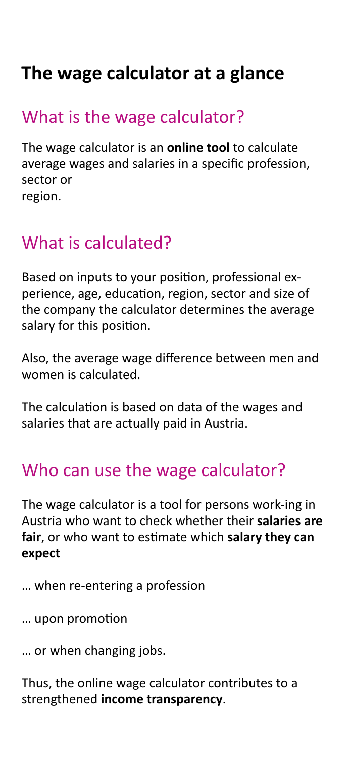# The wage calculator at a glance

## What is the wage calculator?

The wage calculator is an **online tool** to calculate average wages and salaries in a specific profession, sector or region.

## What is calculated?

Based on inputs to your position, professional experience, age, education, region, sector and size of the company the calculator determines the average salary for this position.

Also, the average wage difference between men and women is calculated.

The calculation is based on data of the wages and salaries that are actually paid in Austria.

## Who can use the wage calculator?

The wage calculator is a tool for persons work-ing in Austria who want to check whether their **salaries are fair**, or who want to estimate which **salary they can expect**

… when re-entering a profession

… upon promotion

… or when changing jobs.

Thus, the online wage calculator contributes to a strengthened **income transparency**.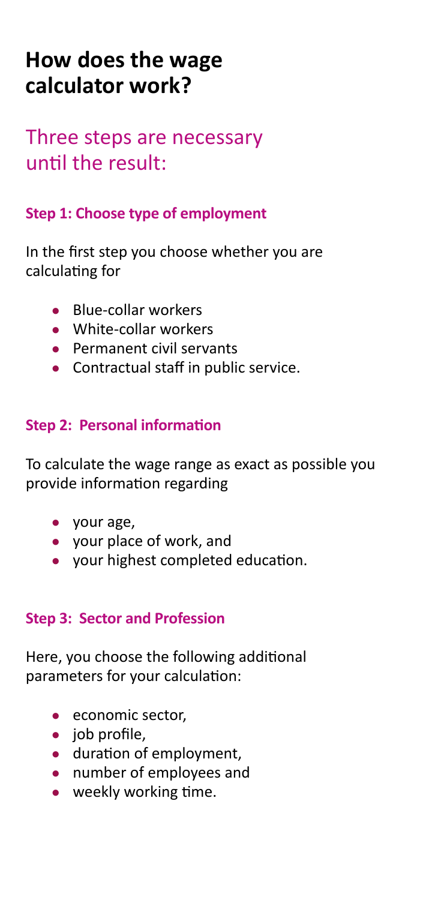# How does the wage calculator work?

## Three steps are necessary until the result:

### Step 1: Choose type of employment

In the first step you choose whether you are calculating for

- Blue-collar workers
- White-collar workers
- Permanent civil servants
- Contractual staff in public service.

### Step 2: Personal information

To calculate the wage range as exact as possible you provide information regarding

- your age,
- your place of work, and
- your highest completed education.

### Step 3: Sector and Profession

Here, you choose the following additional parameters for your calculation:

- economic sector,
- job profile,
- duration of employment,
- number of employees and
- weekly working time.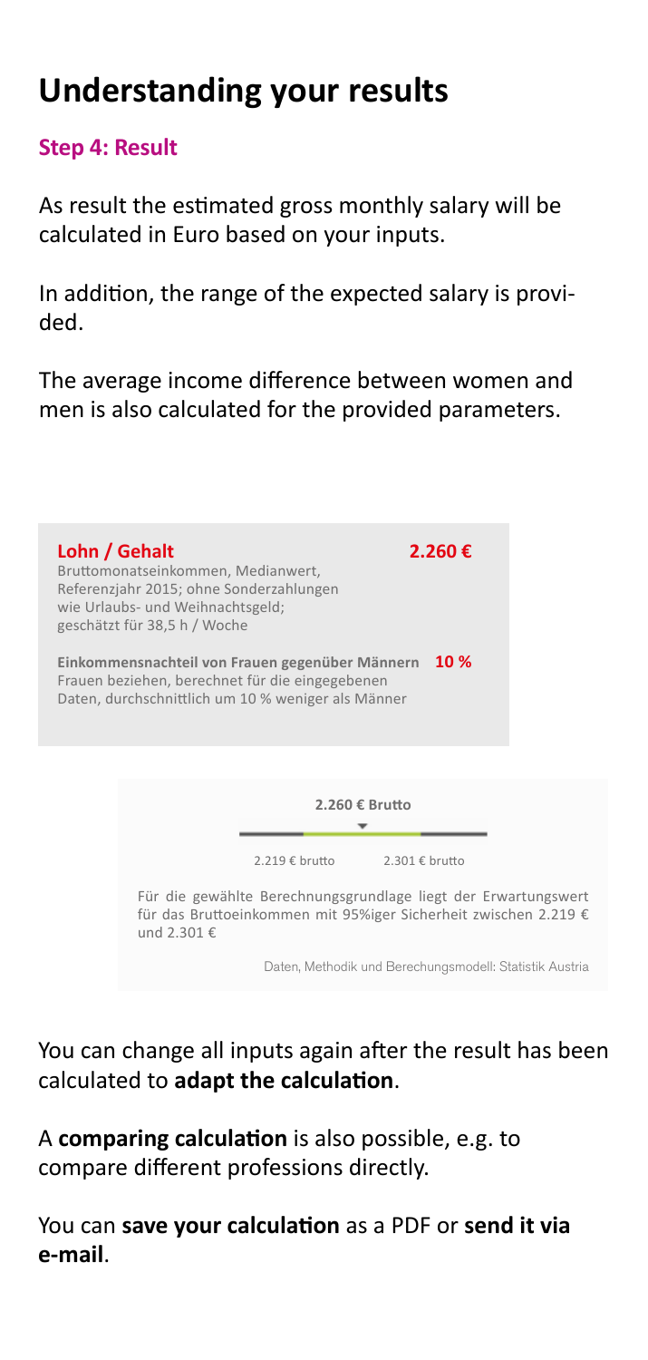# Understanding your results

### Step 4: Result

As result the estimated gross monthly salary will be calculated in Euro based on your inputs.

In addition, the range of the expected salary is provided.

The average income difference between women and men is also calculated for the provided parameters.

**Lohn / Gehalt** **2.260 €**
Bruttomonatseinkommen, Medianwert, Referenzjahr 2015; ohne Sonderzahlungen wie Urlaubs- und Weihnachtsgeld; geschätzt für 38,5 h / Woche

**Einkommensnachteil von Frauen gegenüber Männern** **10 %**
Frauen beziehen, berechnet für die eingegebenen Daten, durchschnittlich um 10 % weniger als Männer

**2.260 € Brutto**

2.219 € brutto  2.301 € brutto

Für die gewählte Berechnungsgrundlage liegt der Erwartungswert für das Bruttoeinkommen mit 95%iger Sicherheit zwischen 2.219 € und 2.301 €

Daten, Methodik und Berechungsmodell: Statistik Austria

You can change all inputs again after the result has been calculated to **adapt the calculation**.

A **comparing calculation** is also possible, e.g. to compare different professions directly.

You can **save your calculation** as a PDF or **send it via e-mail**.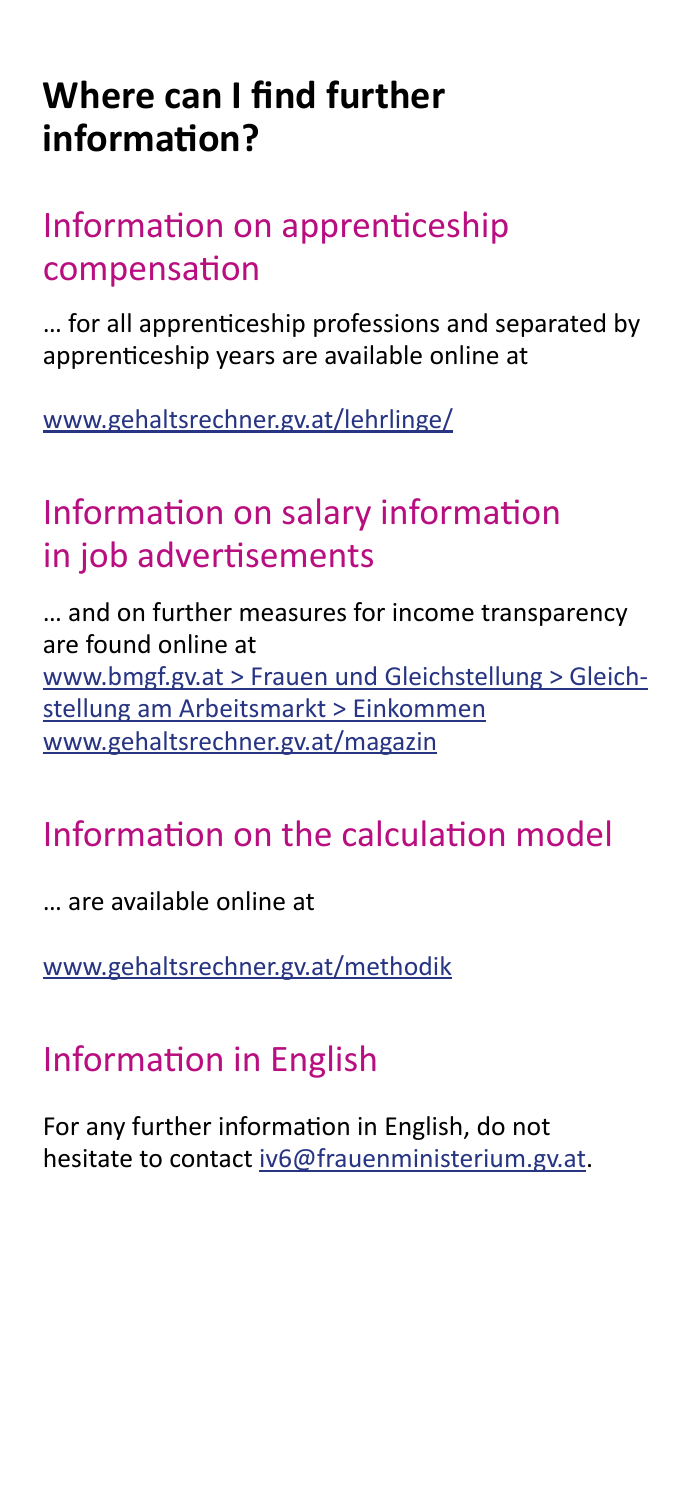## Where can I find further information?

### Information on apprenticeship compensation

… for all apprenticeship professions and separated by apprenticeship years are available online at

www.gehaltsrechner.gv.at/lehrlinge/

### Information on salary information in job advertisements

… and on further measures for income transparency are found online at
www.bmgf.gv.at > Frauen und Gleichstellung > Gleichstellung am Arbeitsmarkt > Einkommen
www.gehaltsrechner.gv.at/magazin

### Information on the calculation model

… are available online at

www.gehaltsrechner.gv.at/methodik

### Information in English

For any further information in English, do not hesitate to contact iv6@frauenministerium.gv.at.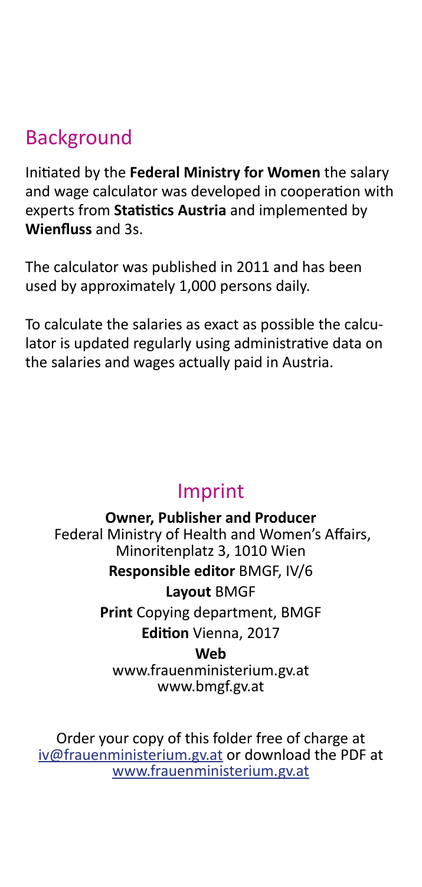## Background

Initiated by the **Federal Ministry for Women** the salary and wage calculator was developed in cooperation with experts from **Statistics Austria** and implemented by **Wienfluss** and 3s.

The calculator was published in 2011 and has been used by approximately 1,000 persons daily.

To calculate the salaries as exact as possible the calculator is updated regularly using administrative data on the salaries and wages actually paid in Austria.

## Imprint

**Owner, Publisher and Producer**
Federal Ministry of Health and Women's Affairs, Minoritenplatz 3, 1010 Wien

**Responsible editor** BMGF, IV/6

**Layout** BMGF

**Print** Copying department, BMGF

**Edition** Vienna, 2017

**Web**
www.frauenministerium.gv.at
www.bmgf.gv.at

Order your copy of this folder free of charge at iv@frauenministerium.gv.at or download the PDF at www.frauenministerium.gv.at